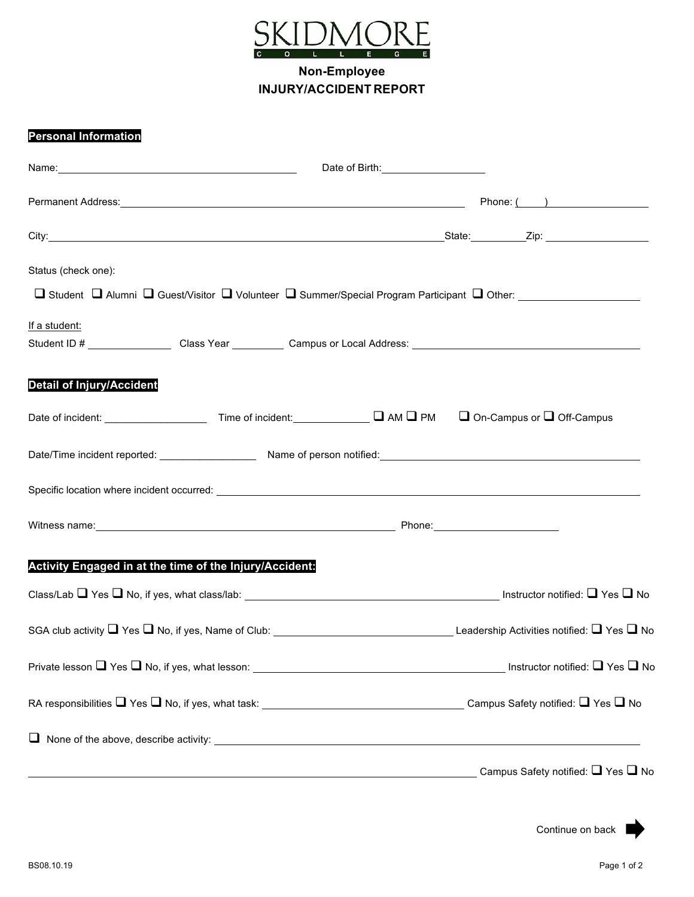# SKIDMORE COLLEGE

## Non-Employee
## INJURY/ACCIDENT REPORT

**Personal Information**

Name:______________________________ Date of Birth:______________

Permanent Address:______________________________ Phone: (____)______________

City:______________________________State:__________Zip:______________

Status (check one):

☐ Student ☐ Alumni ☐ Guest/Visitor ☐ Volunteer ☐ Summer/Special Program Participant ☐ Other: ______________

If a student:

Student ID # ______________ Class Year __________ Campus or Local Address: ______________________________

**Detail of Injury/Accident**

Date of incident: ______________ Time of incident:______________ ☐ AM ☐ PM ☐ On-Campus or ☐ Off-Campus

Date/Time incident reported: ______________ Name of person notified:______________________________

Specific location where incident occurred: ______________________________

Witness name:______________________________ Phone:______________

**Activity Engaged in at the time of the Injury/Accident:**

Class/Lab ☐ Yes ☐ No, if yes, what class/lab: ______________________________ Instructor notified: ☐ Yes ☐ No

SGA club activity ☐ Yes ☐ No, if yes, Name of Club: ______________________________ Leadership Activities notified: ☐ Yes ☐ No

Private lesson ☐ Yes ☐ No, if yes, what lesson: ______________________________ Instructor notified: ☐ Yes ☐ No

RA responsibilities ☐ Yes ☐ No, if yes, what task: ______________________________ Campus Safety notified: ☐ Yes ☐ No

☐ None of the above, describe activity: ______________________________

______________________________ Campus Safety notified: ☐ Yes ☐ No

Continue on back ➡

BS08.10.19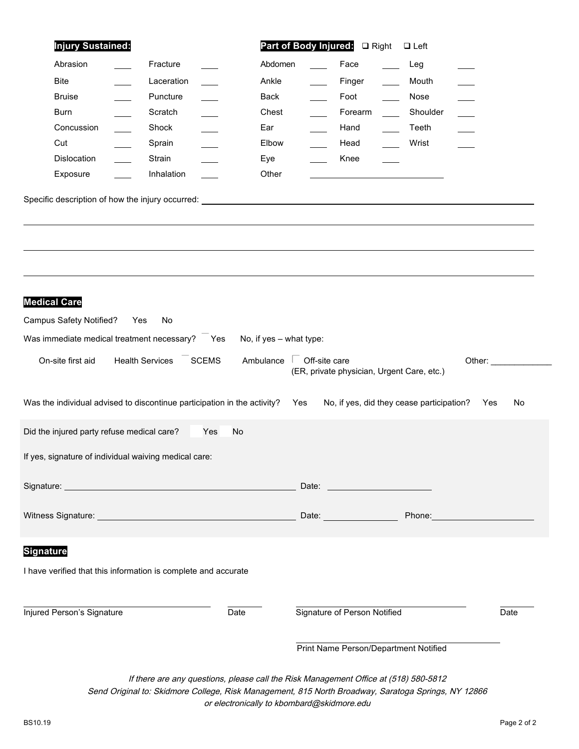**Injury Sustained:**

| | | | |
|---|---|---|---|
| Abrasion | ___ | Fracture | ___ |
| Bite | ___ | Laceration | ___ |
| Bruise | ___ | Puncture | ___ |
| Burn | ___ | Scratch | ___ |
| Concussion | ___ | Shock | ___ |
| Cut | ___ | Sprain | ___ |
| Dislocation | ___ | Strain | ___ |
| Exposure | ___ | Inhalation | ___ |

**Part of Body Injured:** ❑ Right ❑ Left

| | | | | | |
|---|---|---|---|---|---|
| Abdomen | ___ | Face | ___ | Leg | ___ |
| Ankle | ___ | Finger | ___ | Mouth | ___ |
| Back | ___ | Foot | ___ | Nose | ___ |
| Chest | ___ | Forearm | ___ | Shoulder | ___ |
| Ear | ___ | Hand | ___ | Teeth | ___ |
| Elbow | ___ | Head | ___ | Wrist | ___ |
| Eye | ___ | Knee | ___ | | |
| Other | ______________ | | | | |

Specific description of how the injury occurred: ____________________________________________

____________________________________________

____________________________________________

____________________________________________

**Medical Care**

Campus Safety Notified? Yes No

Was immediate medical treatment necessary? Yes No, if yes – what type:

On-site first aid Health Services SCEMS Ambulance Off-site care (ER, private physician, Urgent Care, etc.) Other: _____________

Was the individual advised to discontinue participation in the activity? Yes No, if yes, did they cease participation? Yes No

Did the injured party refuse medical care? Yes No

If yes, signature of individual waiving medical care:

Signature: ______________________________ Date: ______________

Witness Signature: ______________________________ Date: ______________ Phone: ______________

**Signature**

I have verified that this information is complete and accurate

______________________________ ________ ______________________________ ________
Injured Person's Signature Date Signature of Person Notified Date

______________________________
Print Name Person/Department Notified

*If there are any questions, please call the Risk Management Office at (518) 580-5812*
*Send Original to: Skidmore College, Risk Management, 815 North Broadway, Saratoga Springs, NY 12866*
*or electronically to kbombard@skidmore.edu*

BS10.19